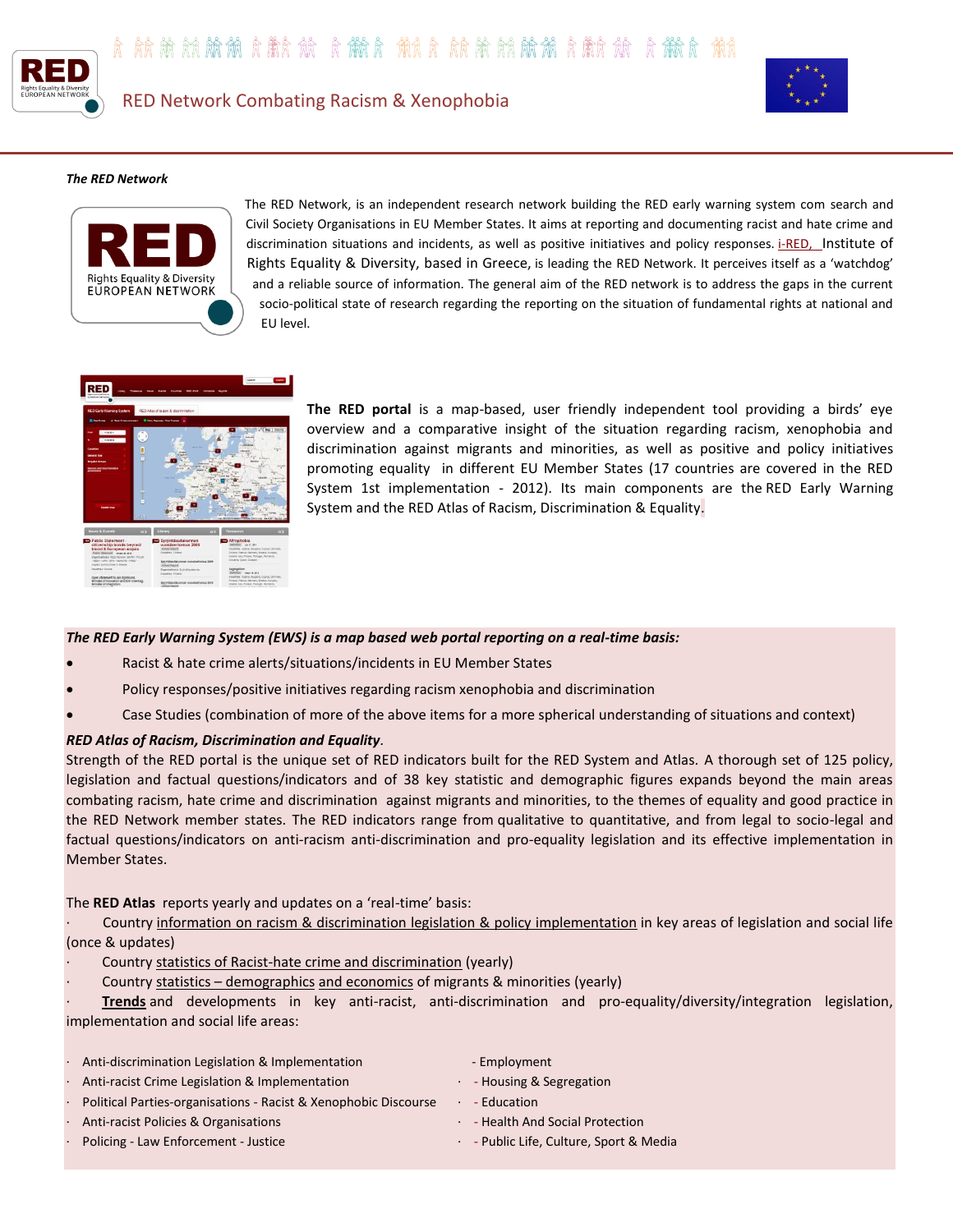# RED Network Combating Racism & Xenophobia

***The RED Network***

The RED Network, is an independent research network building the RED early warning system com search and Civil Society Organisations in EU Member States. It aims at reporting and documenting racist and hate crime and discrimination situations and incidents, as well as positive initiatives and policy responses. i-RED, Institute of Rights Equality & Diversity, based in Greece, is leading the RED Network. It perceives itself as a 'watchdog' and a reliable source of information. The general aim of the RED network is to address the gaps in the current socio-political state of research regarding the reporting on the situation of fundamental rights at national and EU level.

**The RED portal** is a map-based, user friendly independent tool providing a birds' eye overview and a comparative insight of the situation regarding racism, xenophobia and discrimination against migrants and minorities, as well as positive and policy initiatives promoting equality in different EU Member States (17 countries are covered in the RED System 1st implementation - 2012). Its main components are the RED Early Warning System and the RED Atlas of Racism, Discrimination & Equality.

***The RED Early Warning System (EWS) is a map based web portal reporting on a real-time basis:***

- Racist & hate crime alerts/situations/incidents in EU Member States
- Policy responses/positive initiatives regarding racism xenophobia and discrimination
- Case Studies (combination of more of the above items for a more spherical understanding of situations and context)

***RED Atlas of Racism, Discrimination and Equality***.

Strength of the RED portal is the unique set of RED indicators built for the RED System and Atlas. A thorough set of 125 policy, legislation and factual questions/indicators and of 38 key statistic and demographic figures expands beyond the main areas combating racism, hate crime and discrimination against migrants and minorities, to the themes of equality and good practice in the RED Network member states. The RED indicators range from qualitative to quantitative, and from legal to socio-legal and factual questions/indicators on anti-racism anti-discrimination and pro-equality legislation and its effective implementation in Member States.

The **RED Atlas** reports yearly and updates on a 'real-time' basis:

- Country information on racism & discrimination legislation & policy implementation in key areas of legislation and social life (once & updates)
- Country statistics of Racist-hate crime and discrimination (yearly)
- Country statistics – demographics and economics of migrants & minorities (yearly)
- **Trends** and developments in key anti-racist, anti-discrimination and pro-equality/diversity/integration legislation, implementation and social life areas:

- Anti-discrimination Legislation & Implementation
- Anti-racist Crime Legislation & Implementation
- Political Parties-organisations - Racist & Xenophobic Discourse
- Anti-racist Policies & Organisations
- Policing - Law Enforcement - Justice
- Employment
- Housing & Segregation
- Education
- Health And Social Protection
- Public Life, Culture, Sport & Media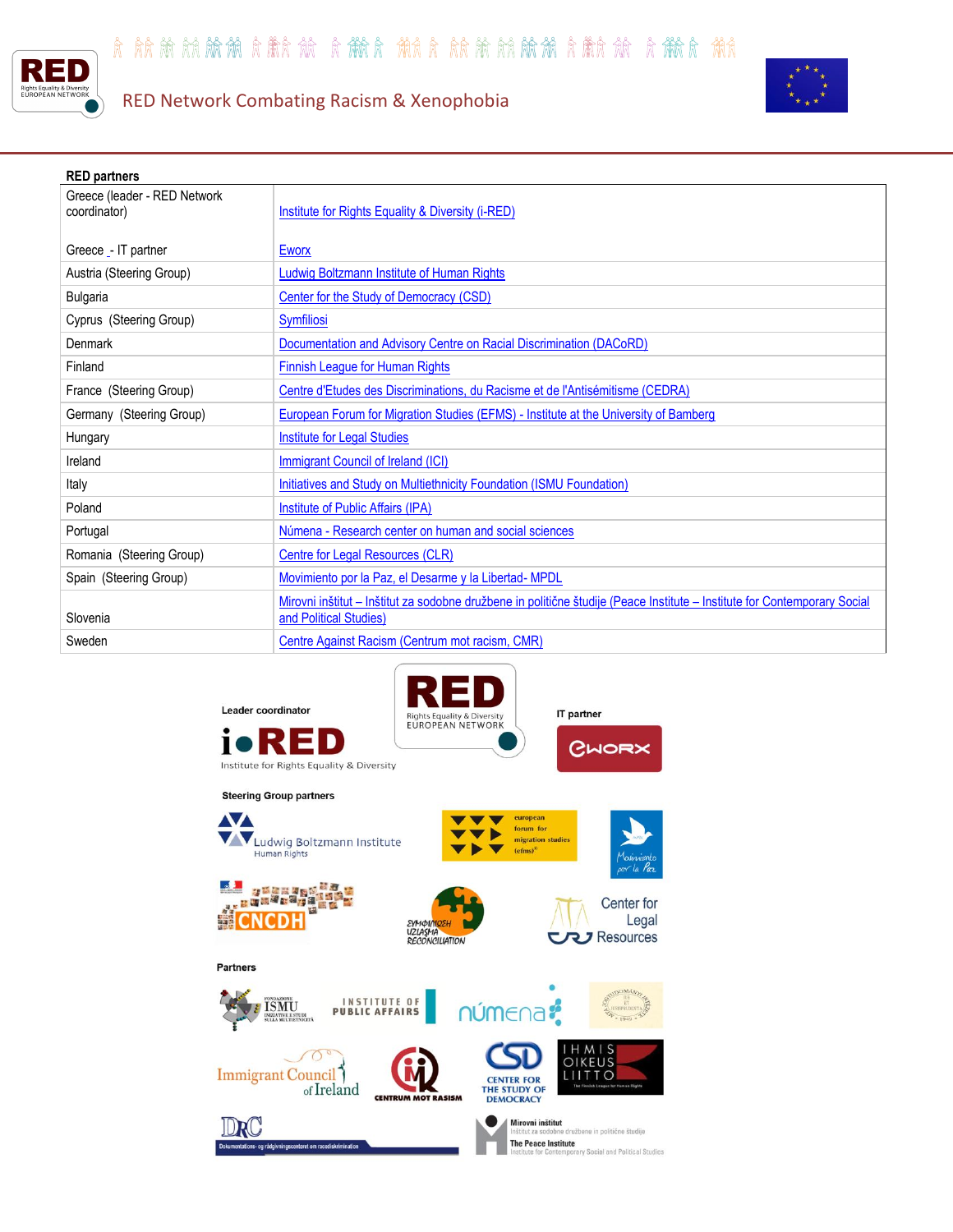RED Network Combating Racism & Xenophobia

**RED partners**

| | |
|---|---|
| Greece (leader - RED Network coordinator) | Institute for Rights Equality & Diversity (i-RED) |
| Greece - IT partner | Eworx |
| Austria (Steering Group) | Ludwig Boltzmann Institute of Human Rights |
| Bulgaria | Center for the Study of Democracy (CSD) |
| Cyprus (Steering Group) | Symfiliosi |
| Denmark | Documentation and Advisory Centre on Racial Discrimination (DACoRD) |
| Finland | Finnish League for Human Rights |
| France (Steering Group) | Centre d'Etudes des Discriminations, du Racisme et de l'Antisémitisme (CEDRA) |
| Germany (Steering Group) | European Forum for Migration Studies (EFMS) - Institute at the University of Bamberg |
| Hungary | Institute for Legal Studies |
| Ireland | Immigrant Council of Ireland (ICI) |
| Italy | Initiatives and Study on Multiethnicity Foundation (ISMU Foundation) |
| Poland | Institute of Public Affairs (IPA) |
| Portugal | Númena - Research center on human and social sciences |
| Romania (Steering Group) | Centre for Legal Resources (CLR) |
| Spain (Steering Group) | Movimiento por la Paz, el Desarme y la Libertad- MPDL |
| Slovenia | Mirovni inštitut – Inštitut za sodobne družbene in politične študije (Peace Institute – Institute for Contemporary Social and Political Studies) |
| Sweden | Centre Against Racism (Centrum mot racism, CMR) |

Leader coordinator

IT partner

Steering Group partners

Partners